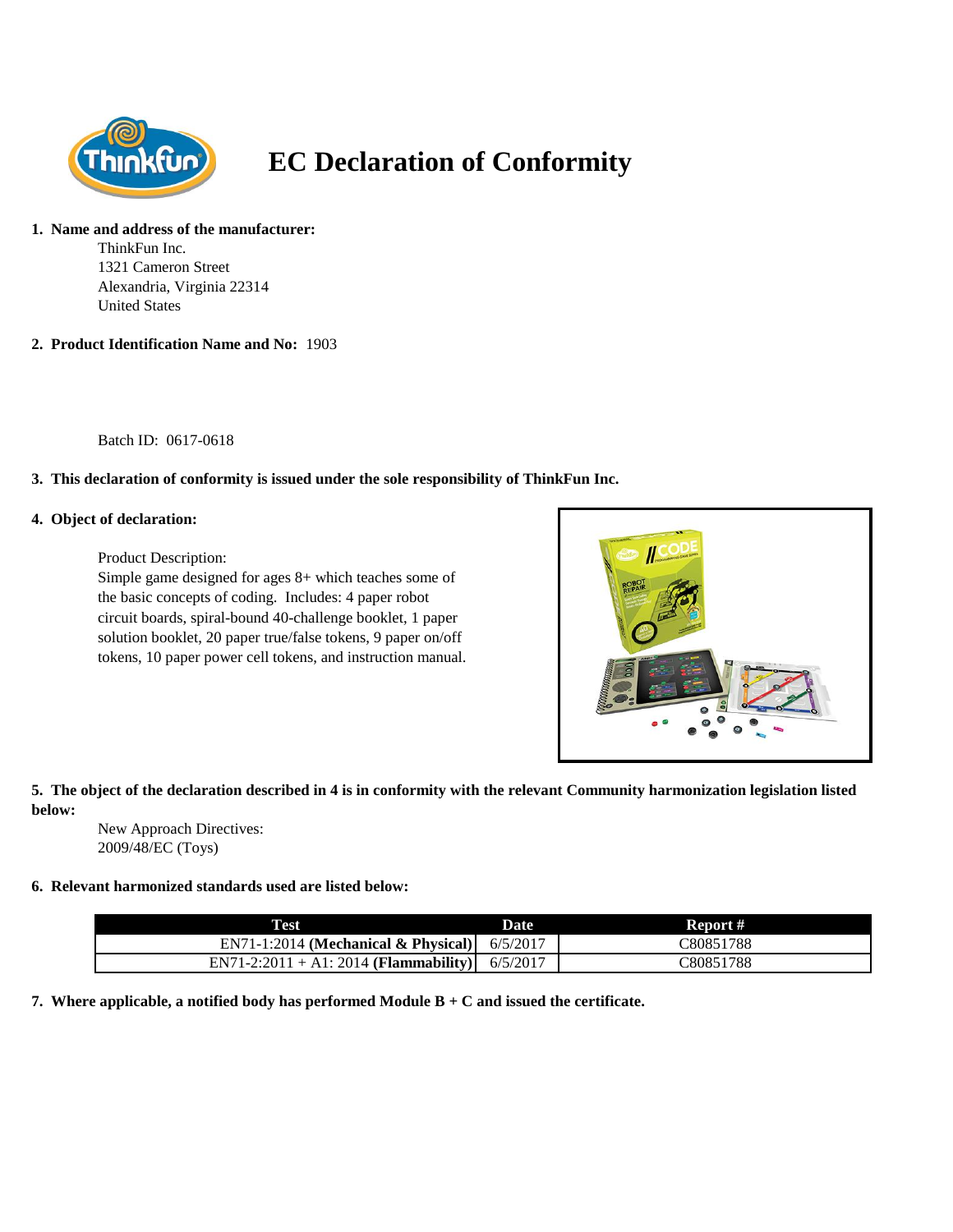# EC Declaration of Conformity

1. **Name and address of the manufacturer:**

   ThinkFun Inc.
   1321 Cameron Street
   Alexandria, Virginia 22314
   United States

2. **Product Identification Name and No:** 1903

   Batch ID: 0617-0618

3. **This declaration of conformity is issued under the sole responsibility of ThinkFun Inc.**

4. **Object of declaration:**

   Product Description:
   Simple game designed for ages 8+ which teaches some of the basic concepts of coding. Includes: 4 paper robot circuit boards, spiral-bound 40-challenge booklet, 1 paper solution booklet, 20 paper true/false tokens, 9 paper on/off tokens, 10 paper power cell tokens, and instruction manual.

5. **The object of the declaration described in 4 is in conformity with the relevant Community harmonization legislation listed below:**

   New Approach Directives:
   2009/48/EC (Toys)

6. **Relevant harmonized standards used are listed below:**

| Test | Date | Report # |
| --- | --- | --- |
| EN71-1:2014 **(Mechanical & Physical)** | 6/5/2017 | C80851788 |
| EN71-2:2011 + A1: 2014 **(Flammability)** | 6/5/2017 | C80851788 |

7. **Where applicable, a notified body has performed Module B + C and issued the certificate.**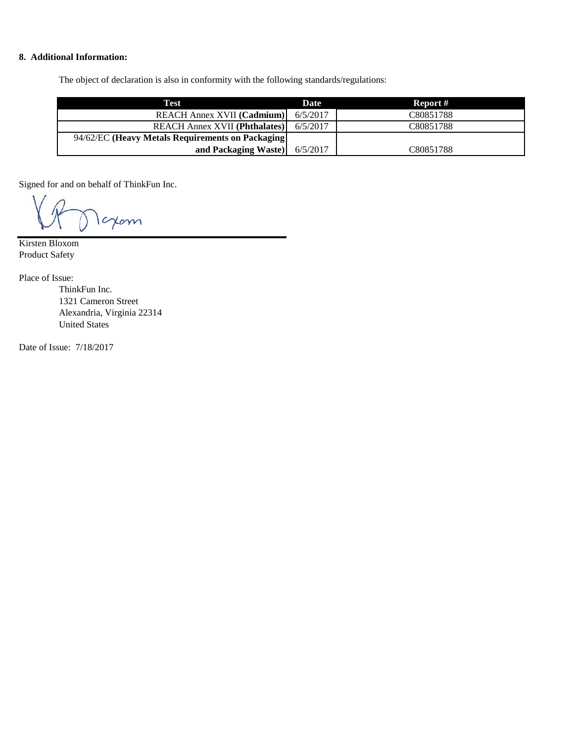**8. Additional Information:**

The object of declaration is also in conformity with the following standards/regulations:

| Test | Date | Report # |
| --- | --- | --- |
| REACH Annex XVII **(Cadmium)** | 6/5/2017 | C80851788 |
| REACH Annex XVII **(Phthalates)** | 6/5/2017 | C80851788 |
| 94/62/EC **(Heavy Metals Requirements on Packaging and Packaging Waste)** | 6/5/2017 | C80851788 |

Signed for and on behalf of ThinkFun Inc.

Kirsten Bloxom
Product Safety

Place of Issue:

ThinkFun Inc.
1321 Cameron Street
Alexandria, Virginia 22314
United States

Date of Issue: 7/18/2017